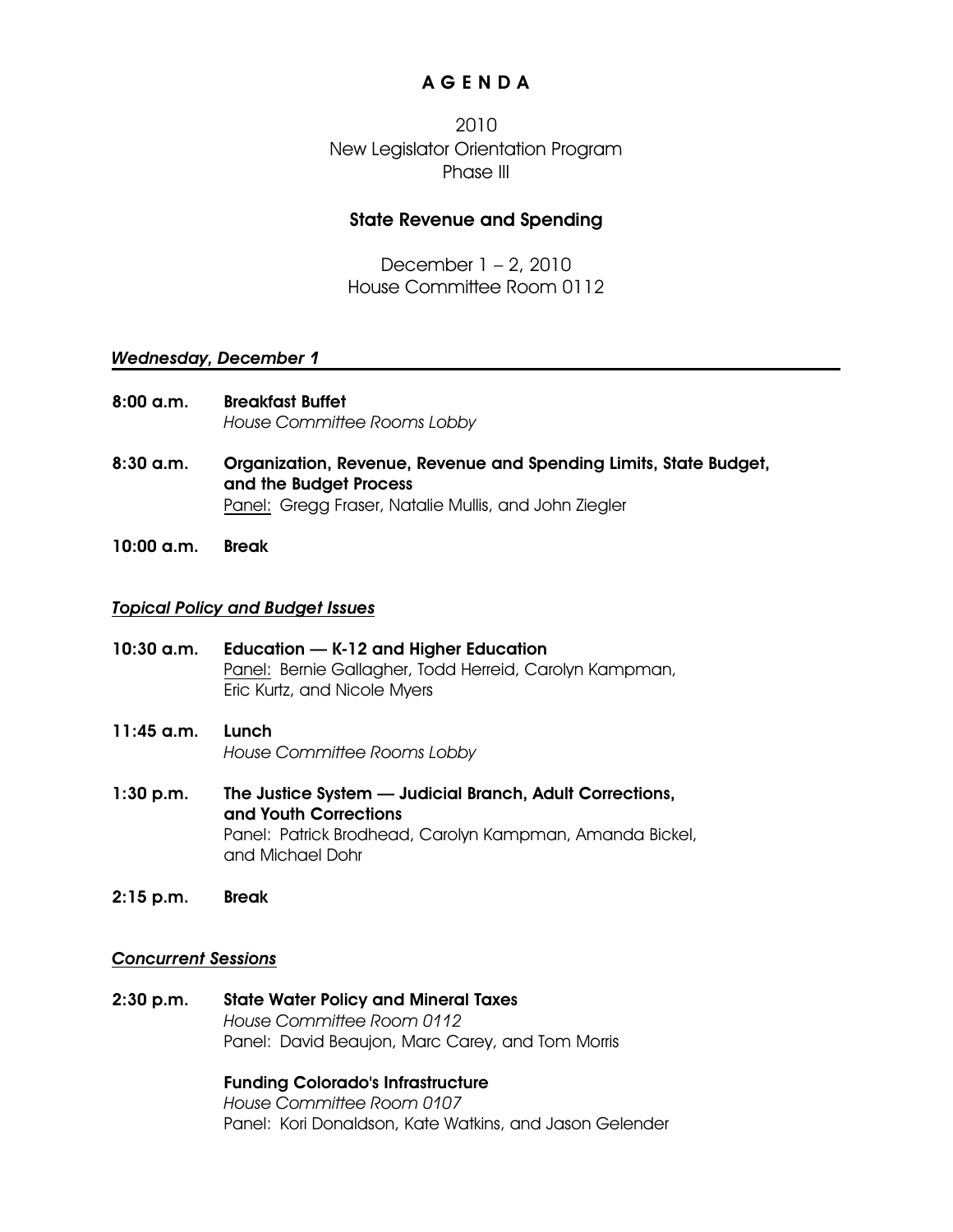# A G E N D A

2010
New Legislator Orientation Program
Phase III

## State Revenue and Spending

December 1 – 2, 2010
House Committee Room 0112

***Wednesday, December 1***

**8:00 a.m.** **Breakfast Buffet**
*House Committee Rooms Lobby*

**8:30 a.m.** **Organization, Revenue, Revenue and Spending Limits, State Budget, and the Budget Process**
Panel: Gregg Fraser, Natalie Mullis, and John Ziegler

**10:00 a.m.** **Break**

***Topical Policy and Budget Issues***

**10:30 a.m.** **Education — K-12 and Higher Education**
Panel: Bernie Gallagher, Todd Herreid, Carolyn Kampman, Eric Kurtz, and Nicole Myers

**11:45 a.m.** **Lunch**
*House Committee Rooms Lobby*

**1:30 p.m.** **The Justice System — Judicial Branch, Adult Corrections, and Youth Corrections**
Panel: Patrick Brodhead, Carolyn Kampman, Amanda Bickel, and Michael Dohr

**2:15 p.m.** **Break**

***Concurrent Sessions***

**2:30 p.m.** **State Water Policy and Mineral Taxes**
*House Committee Room 0112*
Panel: David Beaujon, Marc Carey, and Tom Morris

**Funding Colorado's Infrastructure**
*House Committee Room 0107*
Panel: Kori Donaldson, Kate Watkins, and Jason Gelender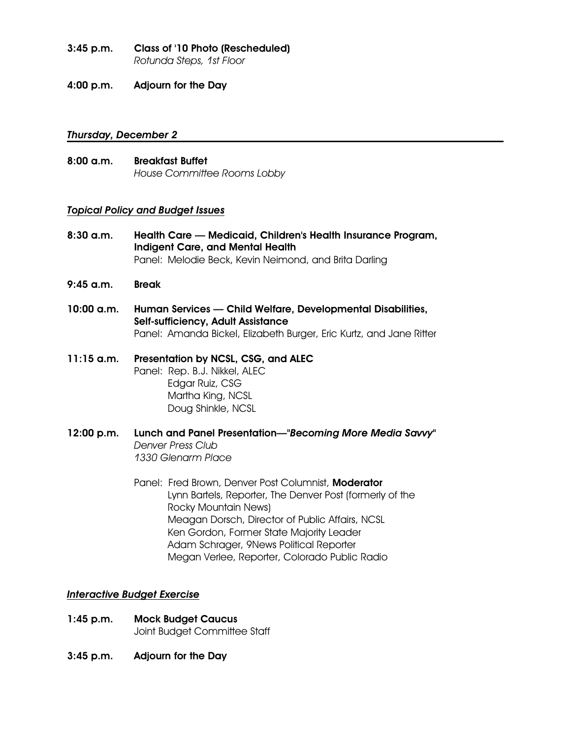**3:45 p.m.** **Class of '10 Photo (Rescheduled)**
*Rotunda Steps, 1st Floor*

**4:00 p.m.** **Adjourn for the Day**

***Thursday, December 2***

**8:00 a.m.** **Breakfast Buffet**
*House Committee Rooms Lobby*

***Topical Policy and Budget Issues***

**8:30 a.m.** **Health Care — Medicaid, Children's Health Insurance Program, Indigent Care, and Mental Health**
Panel: Melodie Beck, Kevin Neimond, and Brita Darling

**9:45 a.m.** **Break**

**10:00 a.m.** **Human Services — Child Welfare, Developmental Disabilities, Self-sufficiency, Adult Assistance**
Panel: Amanda Bickel, Elizabeth Burger, Eric Kurtz, and Jane Ritter

**11:15 a.m.** **Presentation by NCSL, CSG, and ALEC**
Panel: Rep. B.J. Nikkel, ALEC
Edgar Ruiz, CSG
Martha King, NCSL
Doug Shinkle, NCSL

**12:00 p.m.** **Lunch and Panel Presentation—"*Becoming More Media Savvy*"**
*Denver Press Club*
*1330 Glenarm Place*

Panel: Fred Brown, Denver Post Columnist, **Moderator**
Lynn Bartels, Reporter, The Denver Post (formerly of the Rocky Mountain News)
Meagan Dorsch, Director of Public Affairs, NCSL
Ken Gordon, Former State Majority Leader
Adam Schrager, 9News Political Reporter
Megan Verlee, Reporter, Colorado Public Radio

***Interactive Budget Exercise***

**1:45 p.m.** **Mock Budget Caucus**
Joint Budget Committee Staff

**3:45 p.m.** **Adjourn for the Day**